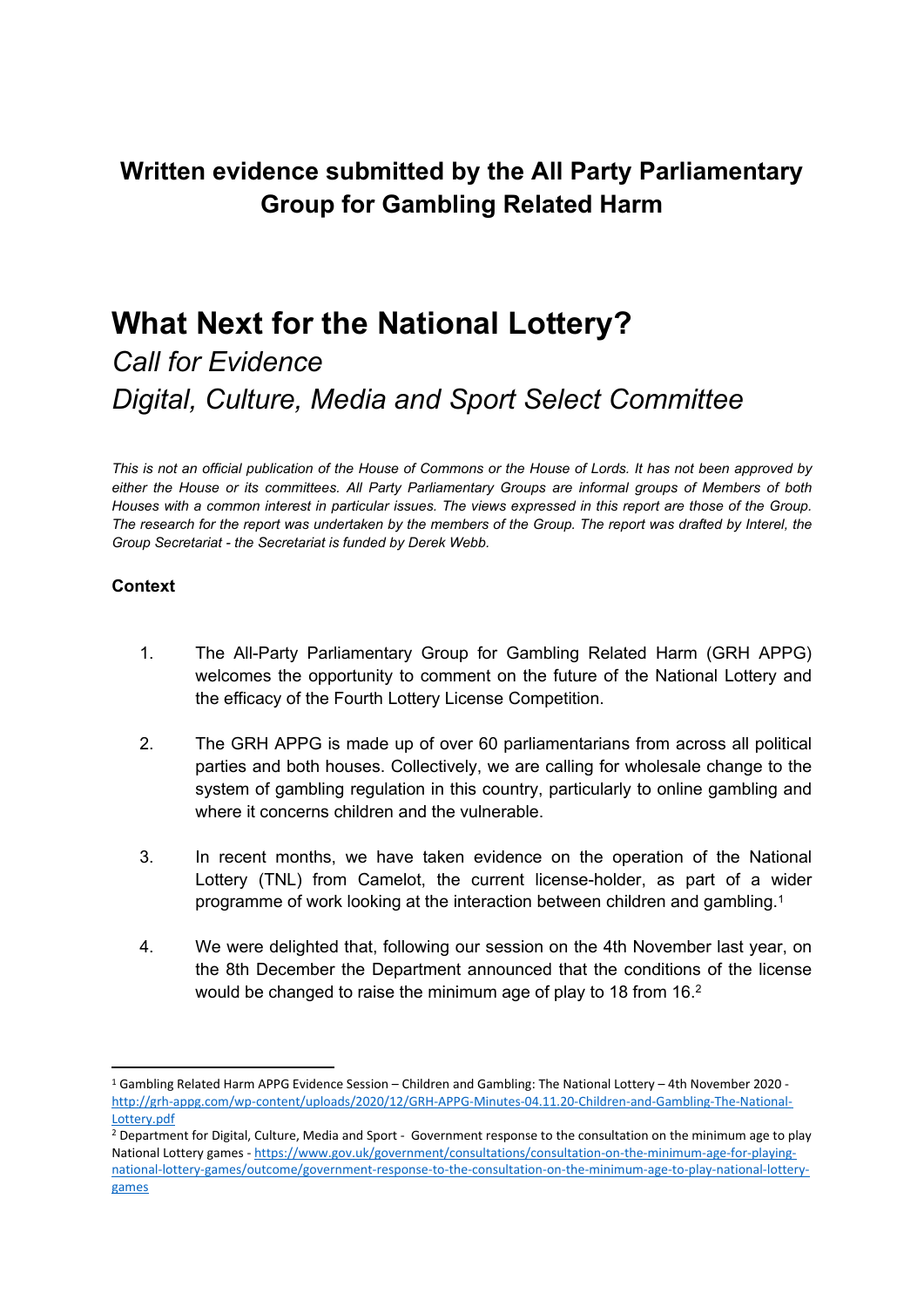## **Written evidence submitted by the All Party Parliamentary Group for Gambling Related Harm**

# What Next for the National Lottery?

## *Call for Evidence*

## *Digital, Culture, Media and Sport Select Committee*

*This is not an official publication of the House of Commons or the House of Lords. It has not been approved by either the House or its committees. All Party Parliamentary Groups are informal groups of Members of both Houses with a common interest in particular issues. The views expressed in this report are those of the Group. The research for the report was undertaken by the members of the Group. The report was drafted by Interel, the Group Secretariat - the Secretariat is funded by Derek Webb.*

**Context**

1. The All-Party Parliamentary Group for Gambling Related Harm (GRH APPG) welcomes the opportunity to comment on the future of the National Lottery and the efficacy of the Fourth Lottery License Competition.

2. The GRH APPG is made up of over 60 parliamentarians from across all political parties and both houses. Collectively, we are calling for wholesale change to the system of gambling regulation in this country, particularly to online gambling and where it concerns children and the vulnerable.

3. In recent months, we have taken evidence on the operation of the National Lottery (TNL) from Camelot, the current license-holder, as part of a wider programme of work looking at the interaction between children and gambling.[1]

4. We were delighted that, following our session on the 4th November last year, on the 8th December the Department announced that the conditions of the license would be changed to raise the minimum age of play to 18 from 16.[2]

---

[1] Gambling Related Harm APPG Evidence Session – Children and Gambling: The National Lottery – 4th November 2020 - http://grh-appg.com/wp-content/uploads/2020/12/GRH-APPG-Minutes-04.11.20-Children-and-Gambling-The-National-Lottery.pdf

[2] Department for Digital, Culture, Media and Sport - Government response to the consultation on the minimum age to play National Lottery games - https://www.gov.uk/government/consultations/consultation-on-the-minimum-age-for-playing-national-lottery-games/outcome/government-response-to-the-consultation-on-the-minimum-age-to-play-national-lottery-games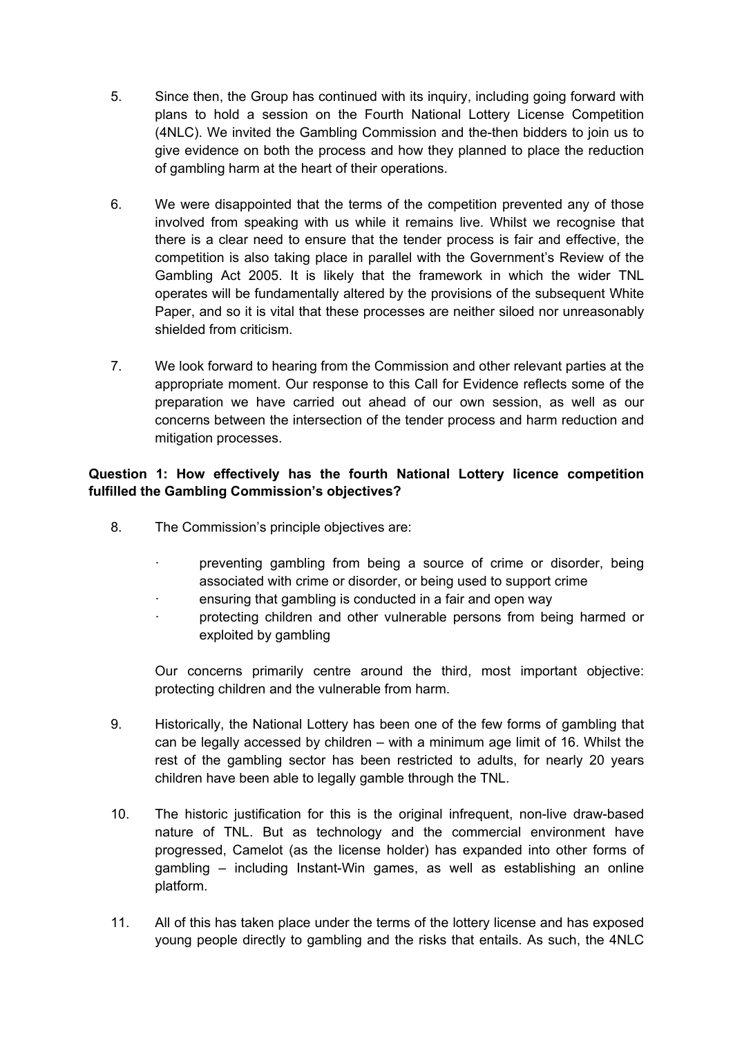5. Since then, the Group has continued with its inquiry, including going forward with plans to hold a session on the Fourth National Lottery License Competition (4NLC). We invited the Gambling Commission and the-then bidders to join us to give evidence on both the process and how they planned to place the reduction of gambling harm at the heart of their operations.

6. We were disappointed that the terms of the competition prevented any of those involved from speaking with us while it remains live. Whilst we recognise that there is a clear need to ensure that the tender process is fair and effective, the competition is also taking place in parallel with the Government's Review of the Gambling Act 2005. It is likely that the framework in which the wider TNL operates will be fundamentally altered by the provisions of the subsequent White Paper, and so it is vital that these processes are neither siloed nor unreasonably shielded from criticism.

7. We look forward to hearing from the Commission and other relevant parties at the appropriate moment. Our response to this Call for Evidence reflects some of the preparation we have carried out ahead of our own session, as well as our concerns between the intersection of the tender process and harm reduction and mitigation processes.

**Question 1: How effectively has the fourth National Lottery licence competition fulfilled the Gambling Commission's objectives?**

8. The Commission's principle objectives are:

   - preventing gambling from being a source of crime or disorder, being associated with crime or disorder, or being used to support crime
   - ensuring that gambling is conducted in a fair and open way
   - protecting children and other vulnerable persons from being harmed or exploited by gambling

   Our concerns primarily centre around the third, most important objective: protecting children and the vulnerable from harm.

9. Historically, the National Lottery has been one of the few forms of gambling that can be legally accessed by children – with a minimum age limit of 16. Whilst the rest of the gambling sector has been restricted to adults, for nearly 20 years children have been able to legally gamble through the TNL.

10. The historic justification for this is the original infrequent, non-live draw-based nature of TNL. But as technology and the commercial environment have progressed, Camelot (as the license holder) has expanded into other forms of gambling – including Instant-Win games, as well as establishing an online platform.

11. All of this has taken place under the terms of the lottery license and has exposed young people directly to gambling and the risks that entails. As such, the 4NLC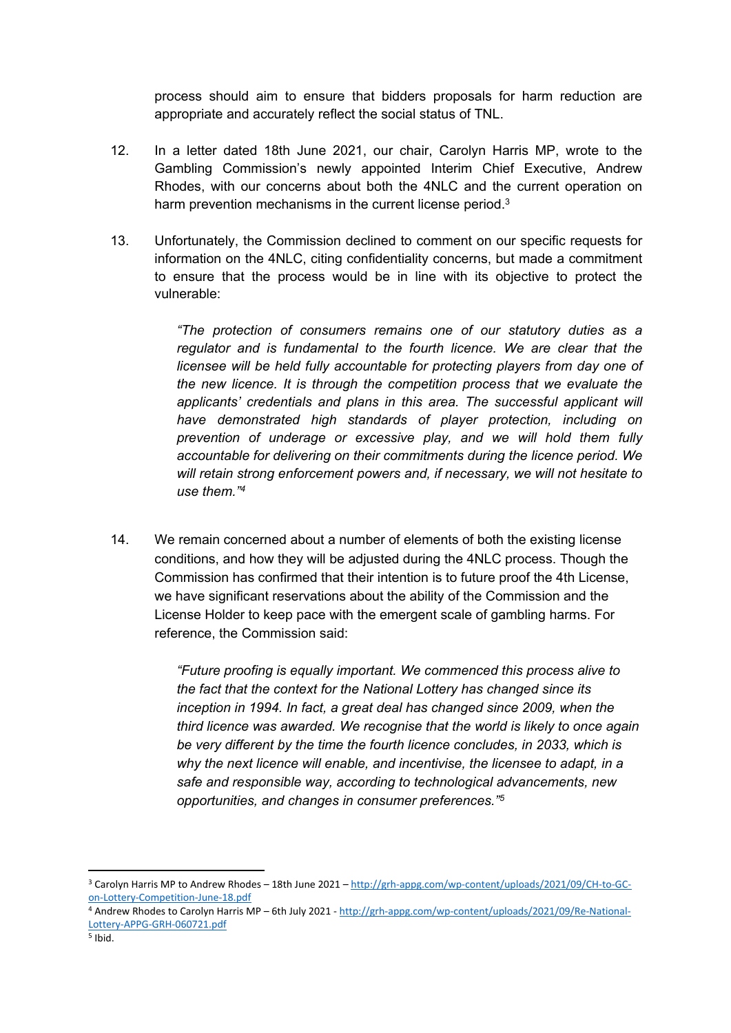process should aim to ensure that bidders proposals for harm reduction are appropriate and accurately reflect the social status of TNL.

12. In a letter dated 18th June 2021, our chair, Carolyn Harris MP, wrote to the Gambling Commission's newly appointed Interim Chief Executive, Andrew Rhodes, with our concerns about both the 4NLC and the current operation on harm prevention mechanisms in the current license period.[3]

13. Unfortunately, the Commission declined to comment on our specific requests for information on the 4NLC, citing confidentiality concerns, but made a commitment to ensure that the process would be in line with its objective to protect the vulnerable:

> *"The protection of consumers remains one of our statutory duties as a regulator and is fundamental to the fourth licence. We are clear that the licensee will be held fully accountable for protecting players from day one of the new licence. It is through the competition process that we evaluate the applicants' credentials and plans in this area. The successful applicant will have demonstrated high standards of player protection, including on prevention of underage or excessive play, and we will hold them fully accountable for delivering on their commitments during the licence period. We will retain strong enforcement powers and, if necessary, we will not hesitate to use them."*[4]

14. We remain concerned about a number of elements of both the existing license conditions, and how they will be adjusted during the 4NLC process. Though the Commission has confirmed that their intention is to future proof the 4th License, we have significant reservations about the ability of the Commission and the License Holder to keep pace with the emergent scale of gambling harms. For reference, the Commission said:

> *"Future proofing is equally important. We commenced this process alive to the fact that the context for the National Lottery has changed since its inception in 1994. In fact, a great deal has changed since 2009, when the third licence was awarded. We recognise that the world is likely to once again be very different by the time the fourth licence concludes, in 2033, which is why the next licence will enable, and incentivise, the licensee to adapt, in a safe and responsible way, according to technological advancements, new opportunities, and changes in consumer preferences."*[5]

---

[3] Carolyn Harris MP to Andrew Rhodes – 18th June 2021 – http://grh-appg.com/wp-content/uploads/2021/09/CH-to-GC-on-Lottery-Competition-June-18.pdf

[4] Andrew Rhodes to Carolyn Harris MP – 6th July 2021 - http://grh-appg.com/wp-content/uploads/2021/09/Re-National-Lottery-APPG-GRH-060721.pdf

[5] Ibid.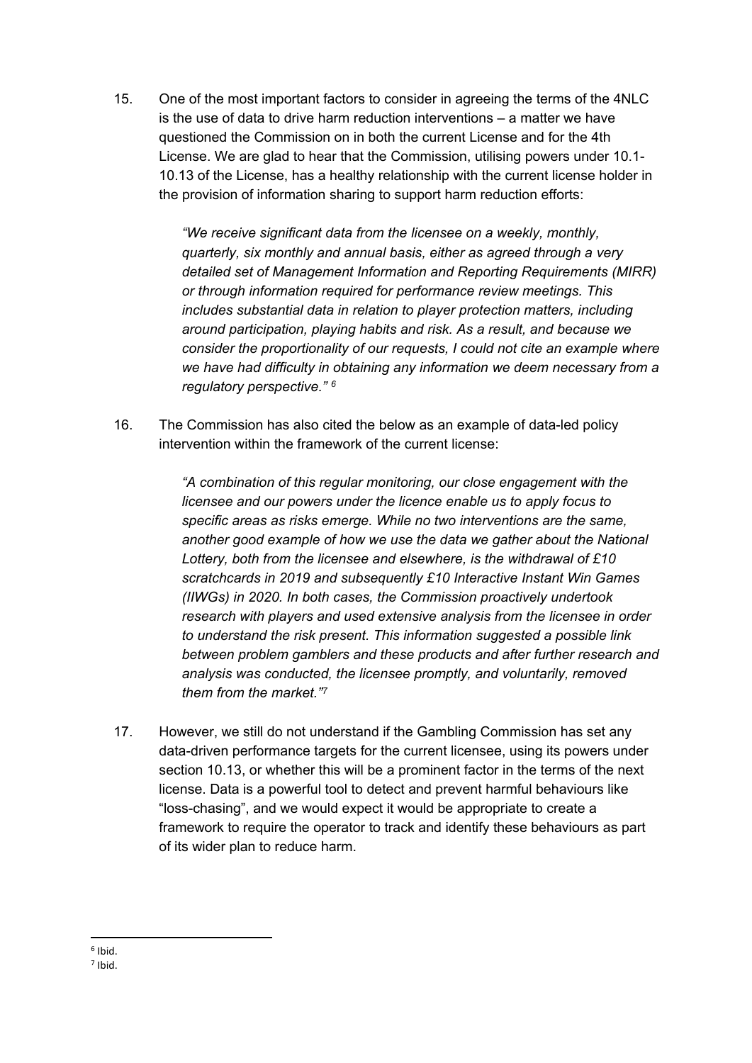15. One of the most important factors to consider in agreeing the terms of the 4NLC is the use of data to drive harm reduction interventions – a matter we have questioned the Commission on in both the current License and for the 4th License. We are glad to hear that the Commission, utilising powers under 10.1-10.13 of the License, has a healthy relationship with the current license holder in the provision of information sharing to support harm reduction efforts:

    *"We receive significant data from the licensee on a weekly, monthly, quarterly, six monthly and annual basis, either as agreed through a very detailed set of Management Information and Reporting Requirements (MIRR) or through information required for performance review meetings. This includes substantial data in relation to player protection matters, including around participation, playing habits and risk. As a result, and because we consider the proportionality of our requests, I could not cite an example where we have had difficulty in obtaining any information we deem necessary from a regulatory perspective."* [6]

16. The Commission has also cited the below as an example of data-led policy intervention within the framework of the current license:

    *"A combination of this regular monitoring, our close engagement with the licensee and our powers under the licence enable us to apply focus to specific areas as risks emerge. While no two interventions are the same, another good example of how we use the data we gather about the National Lottery, both from the licensee and elsewhere, is the withdrawal of £10 scratchcards in 2019 and subsequently £10 Interactive Instant Win Games (IIWGs) in 2020. In both cases, the Commission proactively undertook research with players and used extensive analysis from the licensee in order to understand the risk present. This information suggested a possible link between problem gamblers and these products and after further research and analysis was conducted, the licensee promptly, and voluntarily, removed them from the market."*[7]

17. However, we still do not understand if the Gambling Commission has set any data-driven performance targets for the current licensee, using its powers under section 10.13, or whether this will be a prominent factor in the terms of the next license. Data is a powerful tool to detect and prevent harmful behaviours like "loss-chasing", and we would expect it would be appropriate to create a framework to require the operator to track and identify these behaviours as part of its wider plan to reduce harm.

---

[6] Ibid.

[7] Ibid.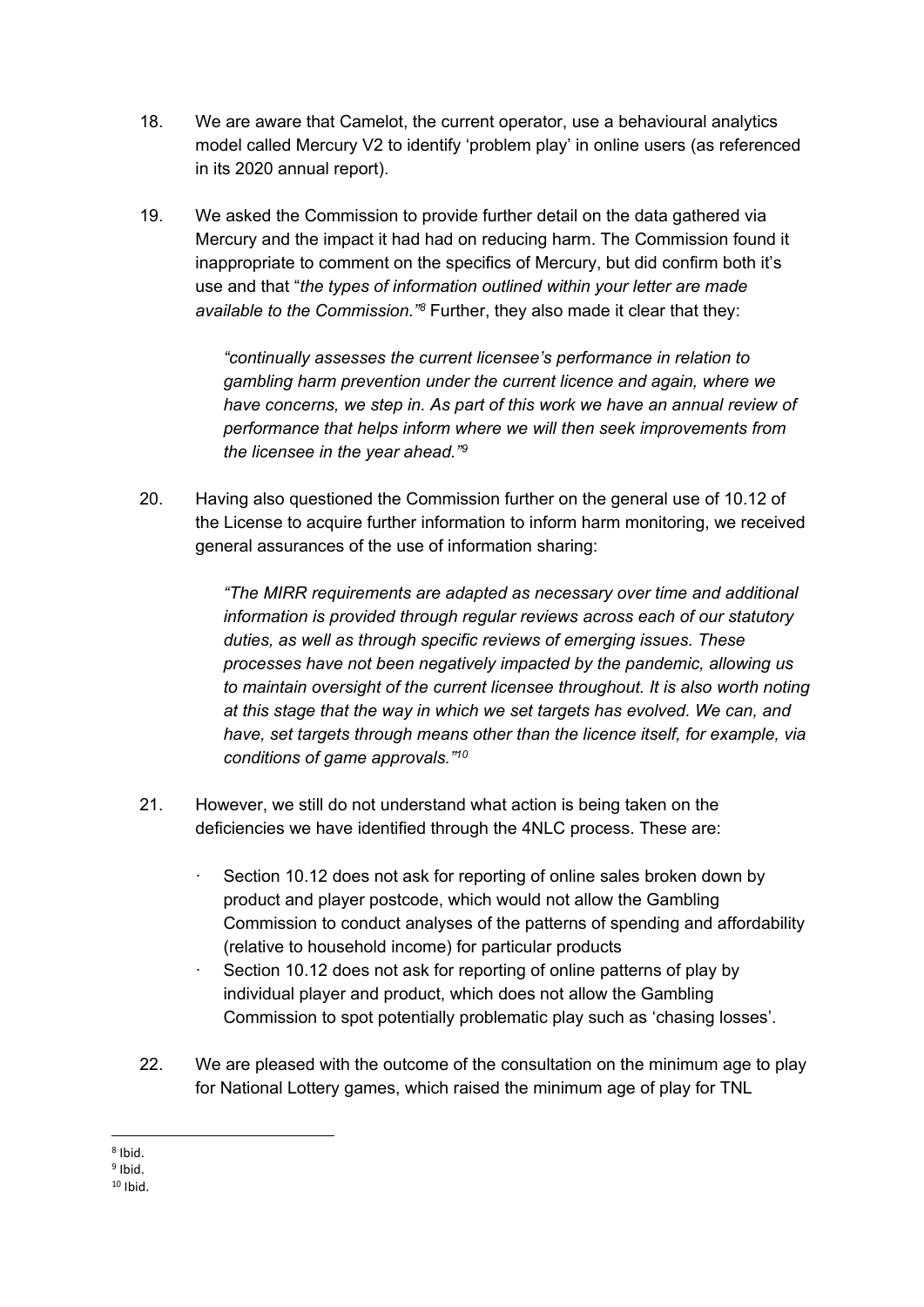18. We are aware that Camelot, the current operator, use a behavioural analytics model called Mercury V2 to identify 'problem play' in online users (as referenced in its 2020 annual report).

19. We asked the Commission to provide further detail on the data gathered via Mercury and the impact it had had on reducing harm. The Commission found it inappropriate to comment on the specifics of Mercury, but did confirm both it's use and that "*the types of information outlined within your letter are made available to the Commission.*"[8] Further, they also made it clear that they:

    > *"continually assesses the current licensee's performance in relation to gambling harm prevention under the current licence and again, where we have concerns, we step in. As part of this work we have an annual review of performance that helps inform where we will then seek improvements from the licensee in the year ahead."*[9]

20. Having also questioned the Commission further on the general use of 10.12 of the License to acquire further information to inform harm monitoring, we received general assurances of the use of information sharing:

    > *"The MIRR requirements are adapted as necessary over time and additional information is provided through regular reviews across each of our statutory duties, as well as through specific reviews of emerging issues. These processes have not been negatively impacted by the pandemic, allowing us to maintain oversight of the current licensee throughout. It is also worth noting at this stage that the way in which we set targets has evolved. We can, and have, set targets through means other than the licence itself, for example, via conditions of game approvals."*[10]

21. However, we still do not understand what action is being taken on the deficiencies we have identified through the 4NLC process. These are:

    - Section 10.12 does not ask for reporting of online sales broken down by product and player postcode, which would not allow the Gambling Commission to conduct analyses of the patterns of spending and affordability (relative to household income) for particular products
    - Section 10.12 does not ask for reporting of online patterns of play by individual player and product, which does not allow the Gambling Commission to spot potentially problematic play such as 'chasing losses'.

22. We are pleased with the outcome of the consultation on the minimum age to play for National Lottery games, which raised the minimum age of play for TNL

---

[8] Ibid.

[9] Ibid.

[10] Ibid.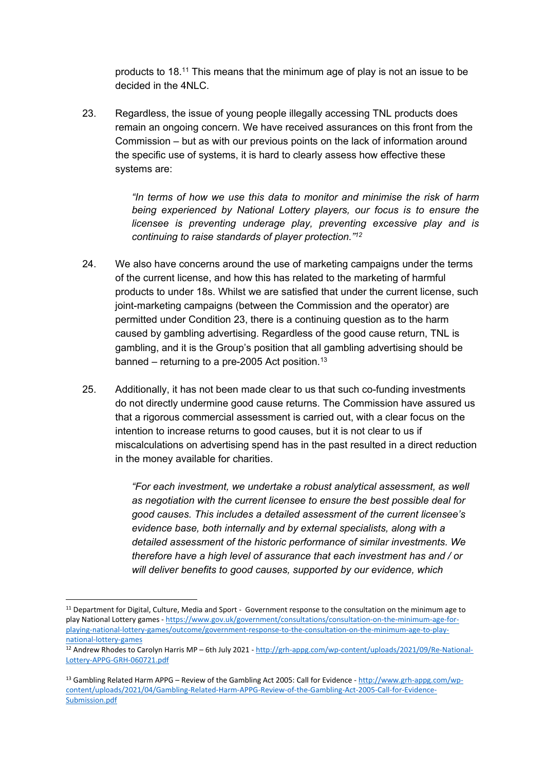products to 18.[11] This means that the minimum age of play is not an issue to be decided in the 4NLC.

23. Regardless, the issue of young people illegally accessing TNL products does remain an ongoing concern. We have received assurances on this front from the Commission – but as with our previous points on the lack of information around the specific use of systems, it is hard to clearly assess how effective these systems are:

> *"In terms of how we use this data to monitor and minimise the risk of harm being experienced by National Lottery players, our focus is to ensure the licensee is preventing underage play, preventing excessive play and is continuing to raise standards of player protection."*[12]

24. We also have concerns around the use of marketing campaigns under the terms of the current license, and how this has related to the marketing of harmful products to under 18s. Whilst we are satisfied that under the current license, such joint-marketing campaigns (between the Commission and the operator) are permitted under Condition 23, there is a continuing question as to the harm caused by gambling advertising. Regardless of the good cause return, TNL is gambling, and it is the Group's position that all gambling advertising should be banned – returning to a pre-2005 Act position.[13]

25. Additionally, it has not been made clear to us that such co-funding investments do not directly undermine good cause returns. The Commission have assured us that a rigorous commercial assessment is carried out, with a clear focus on the intention to increase returns to good causes, but it is not clear to us if miscalculations on advertising spend has in the past resulted in a direct reduction in the money available for charities.

> *"For each investment, we undertake a robust analytical assessment, as well as negotiation with the current licensee to ensure the best possible deal for good causes. This includes a detailed assessment of the current licensee's evidence base, both internally and by external specialists, along with a detailed assessment of the historic performance of similar investments. We therefore have a high level of assurance that each investment has and / or will deliver benefits to good causes, supported by our evidence, which*

---

[11] Department for Digital, Culture, Media and Sport - Government response to the consultation on the minimum age to play National Lottery games - https://www.gov.uk/government/consultations/consultation-on-the-minimum-age-for-playing-national-lottery-games/outcome/government-response-to-the-consultation-on-the-minimum-age-to-play-national-lottery-games

[12] Andrew Rhodes to Carolyn Harris MP – 6th July 2021 - http://grh-appg.com/wp-content/uploads/2021/09/Re-National-Lottery-APPG-GRH-060721.pdf

[13] Gambling Related Harm APPG – Review of the Gambling Act 2005: Call for Evidence - http://www.grh-appg.com/wp-content/uploads/2021/04/Gambling-Related-Harm-APPG-Review-of-the-Gambling-Act-2005-Call-for-Evidence-Submission.pdf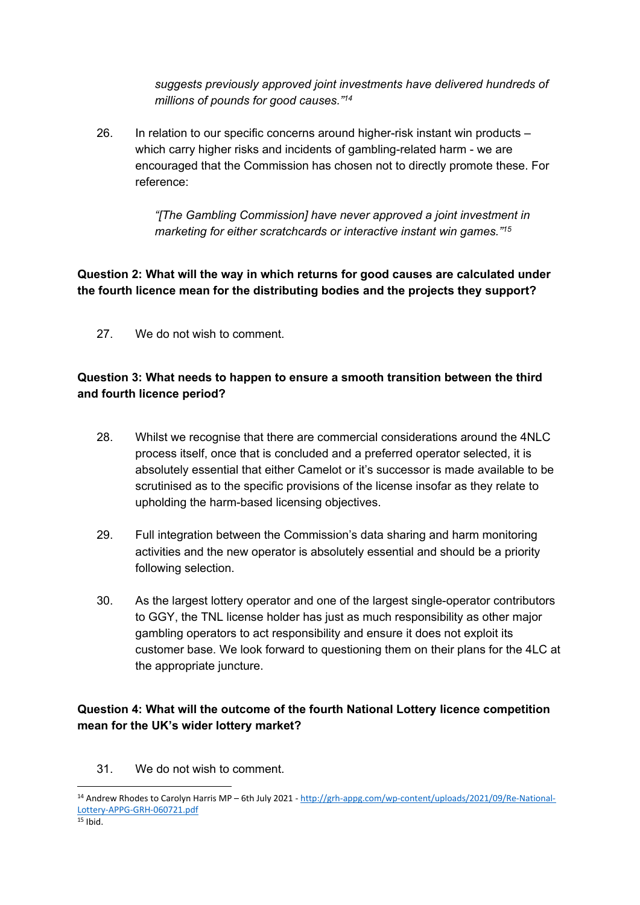*suggests previously approved joint investments have delivered hundreds of millions of pounds for good causes."*[14]

26. In relation to our specific concerns around higher-risk instant win products – which carry higher risks and incidents of gambling-related harm - we are encouraged that the Commission has chosen not to directly promote these. For reference:

    *"[The Gambling Commission] have never approved a joint investment in marketing for either scratchcards or interactive instant win games."*[15]

**Question 2: What will the way in which returns for good causes are calculated under the fourth licence mean for the distributing bodies and the projects they support?**

27. We do not wish to comment.

**Question 3: What needs to happen to ensure a smooth transition between the third and fourth licence period?**

28. Whilst we recognise that there are commercial considerations around the 4NLC process itself, once that is concluded and a preferred operator selected, it is absolutely essential that either Camelot or it's successor is made available to be scrutinised as to the specific provisions of the license insofar as they relate to upholding the harm-based licensing objectives.

29. Full integration between the Commission's data sharing and harm monitoring activities and the new operator is absolutely essential and should be a priority following selection.

30. As the largest lottery operator and one of the largest single-operator contributors to GGY, the TNL license holder has just as much responsibility as other major gambling operators to act responsibility and ensure it does not exploit its customer base. We look forward to questioning them on their plans for the 4LC at the appropriate juncture.

**Question 4: What will the outcome of the fourth National Lottery licence competition mean for the UK's wider lottery market?**

31. We do not wish to comment.

---

[14] Andrew Rhodes to Carolyn Harris MP – 6th July 2021 - http://grh-appg.com/wp-content/uploads/2021/09/Re-National-Lottery-APPG-GRH-060721.pdf

[15] Ibid.